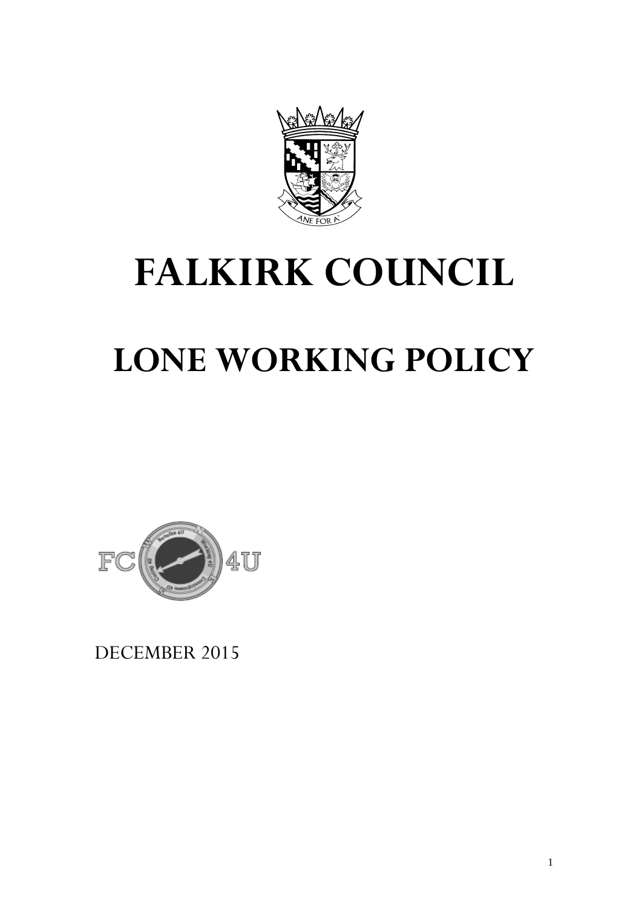# FALKIRK COUNCIL

# LONE WORKING POLICY

DECEMBER 2015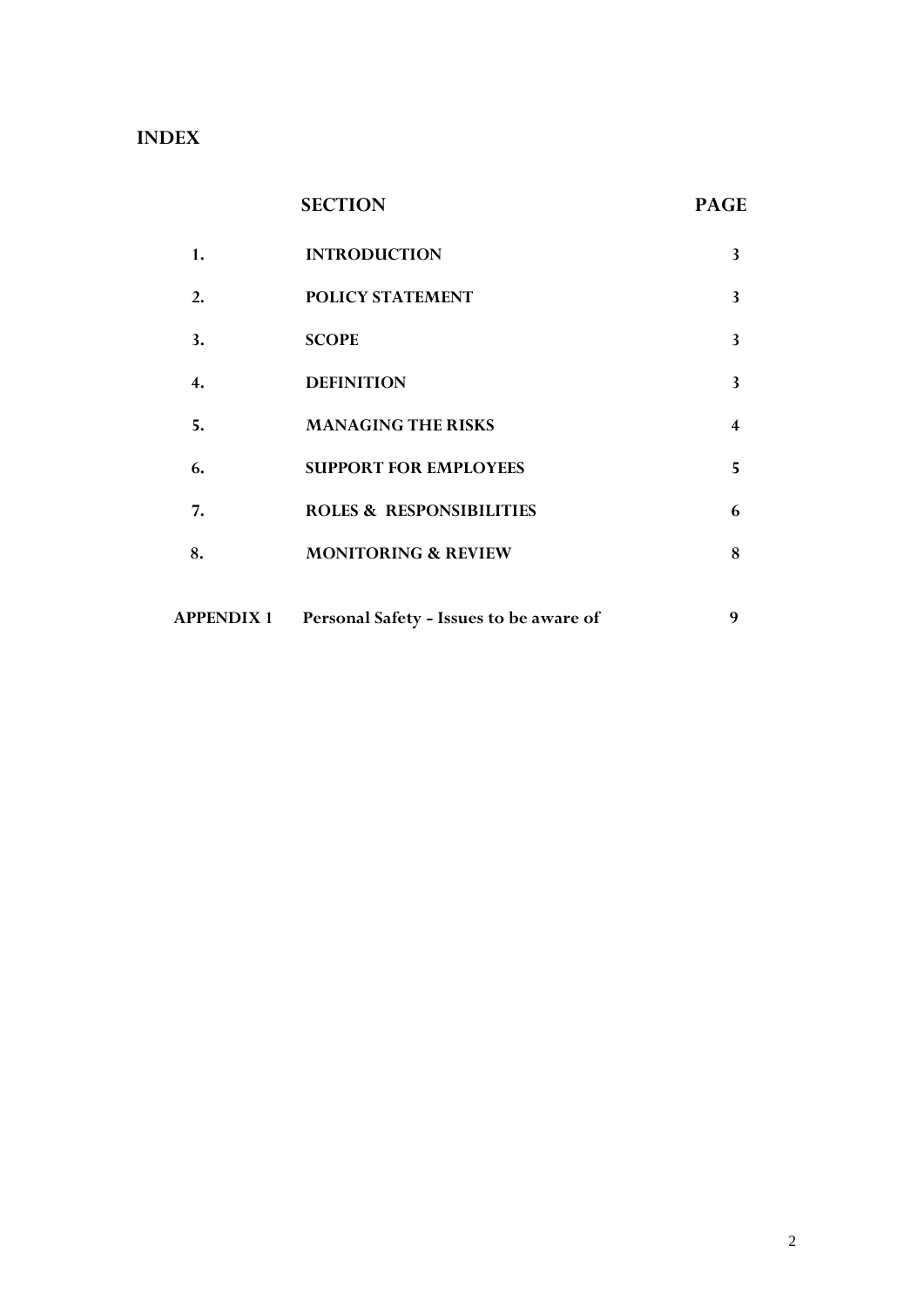# INDEX

| | SECTION | PAGE |
|---|---|---|
| 1. | INTRODUCTION | 3 |
| 2. | POLICY STATEMENT | 3 |
| 3. | SCOPE | 3 |
| 4. | DEFINITION | 3 |
| 5. | MANAGING THE RISKS | 4 |
| 6. | SUPPORT FOR EMPLOYEES | 5 |
| 7. | ROLES & RESPONSIBILITIES | 6 |
| 8. | MONITORING & REVIEW | 8 |
| APPENDIX 1 | Personal Safety - Issues to be aware of | 9 |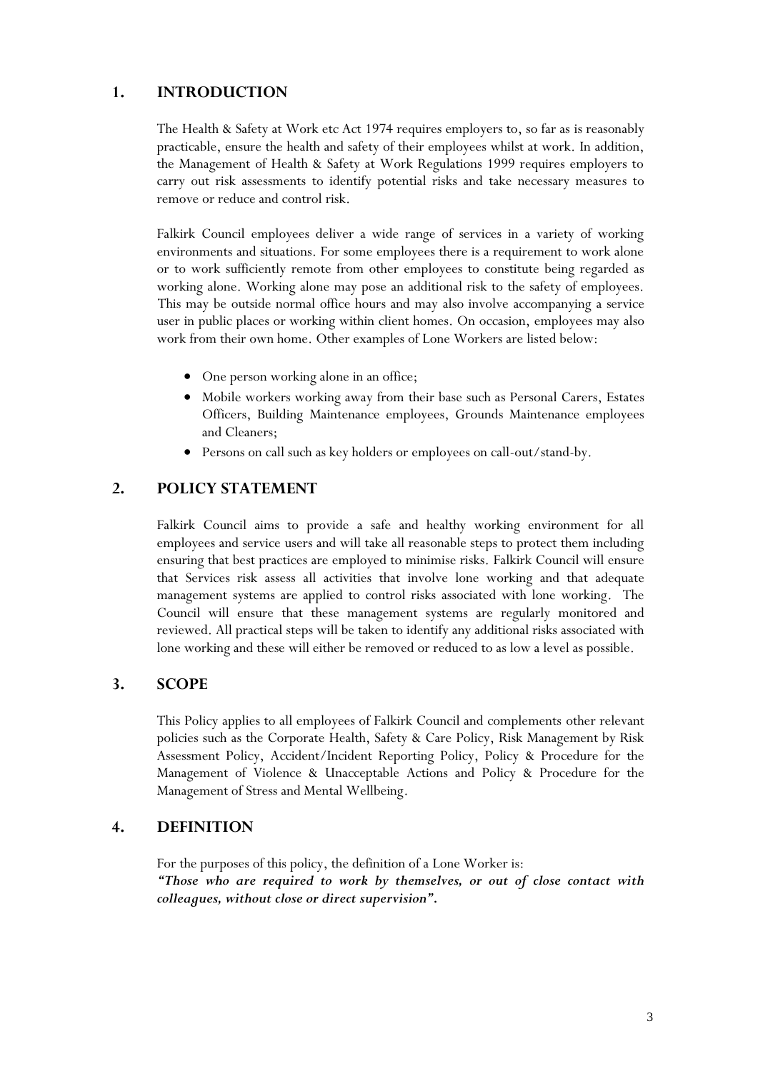## 1. INTRODUCTION

The Health & Safety at Work etc Act 1974 requires employers to, so far as is reasonably practicable, ensure the health and safety of their employees whilst at work. In addition, the Management of Health & Safety at Work Regulations 1999 requires employers to carry out risk assessments to identify potential risks and take necessary measures to remove or reduce and control risk.

Falkirk Council employees deliver a wide range of services in a variety of working environments and situations. For some employees there is a requirement to work alone or to work sufficiently remote from other employees to constitute being regarded as working alone. Working alone may pose an additional risk to the safety of employees. This may be outside normal office hours and may also involve accompanying a service user in public places or working within client homes. On occasion, employees may also work from their own home. Other examples of Lone Workers are listed below:

- One person working alone in an office;
- Mobile workers working away from their base such as Personal Carers, Estates Officers, Building Maintenance employees, Grounds Maintenance employees and Cleaners;
- Persons on call such as key holders or employees on call-out/stand-by.

## 2. POLICY STATEMENT

Falkirk Council aims to provide a safe and healthy working environment for all employees and service users and will take all reasonable steps to protect them including ensuring that best practices are employed to minimise risks. Falkirk Council will ensure that Services risk assess all activities that involve lone working and that adequate management systems are applied to control risks associated with lone working. The Council will ensure that these management systems are regularly monitored and reviewed. All practical steps will be taken to identify any additional risks associated with lone working and these will either be removed or reduced to as low a level as possible.

## 3. SCOPE

This Policy applies to all employees of Falkirk Council and complements other relevant policies such as the Corporate Health, Safety & Care Policy, Risk Management by Risk Assessment Policy, Accident/Incident Reporting Policy, Policy & Procedure for the Management of Violence & Unacceptable Actions and Policy & Procedure for the Management of Stress and Mental Wellbeing.

## 4. DEFINITION

For the purposes of this policy, the definition of a Lone Worker is:
***"Those who are required to work by themselves, or out of close contact with colleagues, without close or direct supervision".***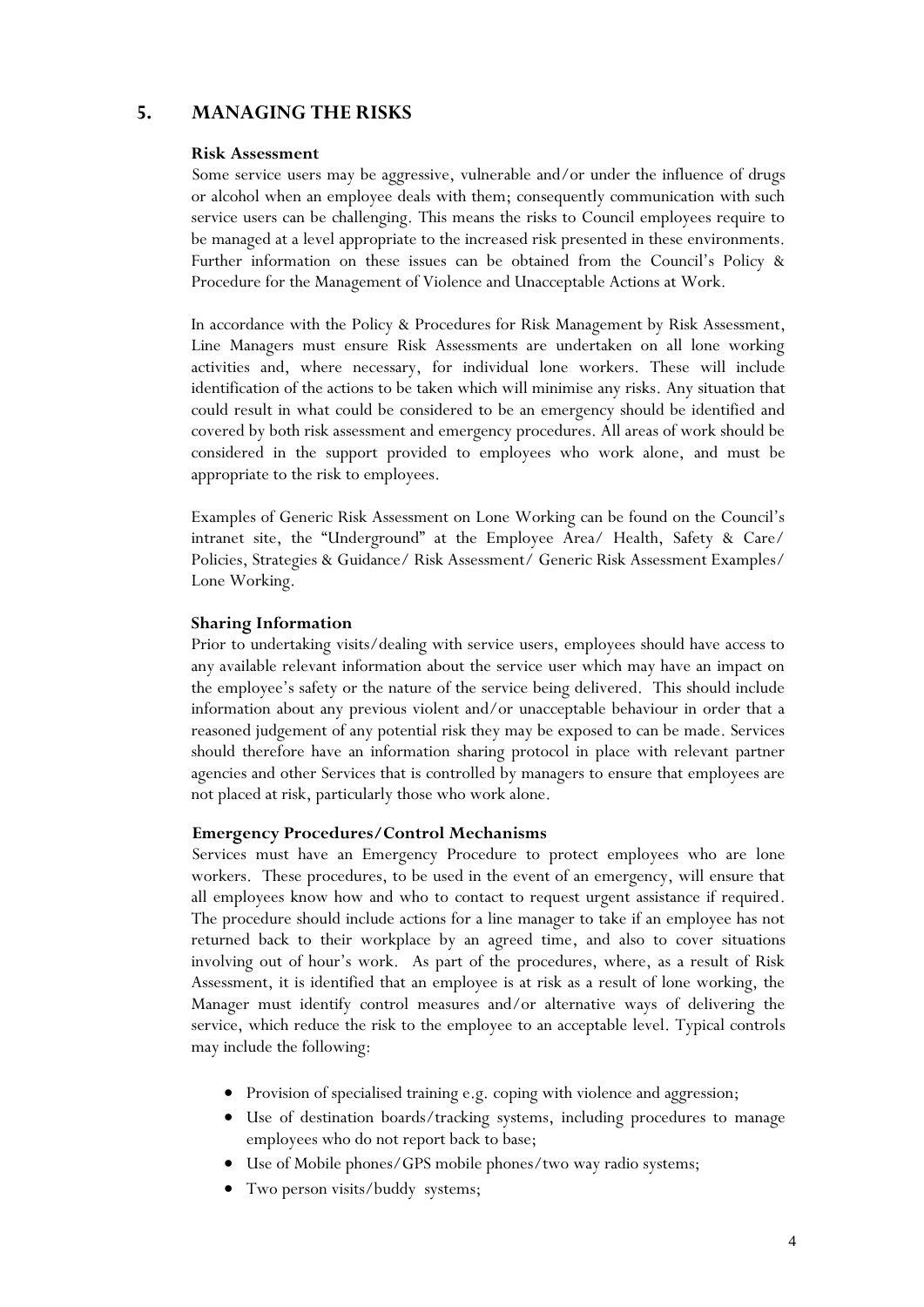## 5. MANAGING THE RISKS

### Risk Assessment

Some service users may be aggressive, vulnerable and/or under the influence of drugs or alcohol when an employee deals with them; consequently communication with such service users can be challenging. This means the risks to Council employees require to be managed at a level appropriate to the increased risk presented in these environments. Further information on these issues can be obtained from the Council's Policy & Procedure for the Management of Violence and Unacceptable Actions at Work.

In accordance with the Policy & Procedures for Risk Management by Risk Assessment, Line Managers must ensure Risk Assessments are undertaken on all lone working activities and, where necessary, for individual lone workers. These will include identification of the actions to be taken which will minimise any risks. Any situation that could result in what could be considered to be an emergency should be identified and covered by both risk assessment and emergency procedures. All areas of work should be considered in the support provided to employees who work alone, and must be appropriate to the risk to employees.

Examples of Generic Risk Assessment on Lone Working can be found on the Council's intranet site, the "Underground" at the Employee Area/ Health, Safety & Care/ Policies, Strategies & Guidance/ Risk Assessment/ Generic Risk Assessment Examples/ Lone Working.

### Sharing Information

Prior to undertaking visits/dealing with service users, employees should have access to any available relevant information about the service user which may have an impact on the employee's safety or the nature of the service being delivered. This should include information about any previous violent and/or unacceptable behaviour in order that a reasoned judgement of any potential risk they may be exposed to can be made. Services should therefore have an information sharing protocol in place with relevant partner agencies and other Services that is controlled by managers to ensure that employees are not placed at risk, particularly those who work alone.

### Emergency Procedures/Control Mechanisms

Services must have an Emergency Procedure to protect employees who are lone workers. These procedures, to be used in the event of an emergency, will ensure that all employees know how and who to contact to request urgent assistance if required. The procedure should include actions for a line manager to take if an employee has not returned back to their workplace by an agreed time, and also to cover situations involving out of hour's work. As part of the procedures, where, as a result of Risk Assessment, it is identified that an employee is at risk as a result of lone working, the Manager must identify control measures and/or alternative ways of delivering the service, which reduce the risk to the employee to an acceptable level. Typical controls may include the following:

- Provision of specialised training e.g. coping with violence and aggression;
- Use of destination boards/tracking systems, including procedures to manage employees who do not report back to base;
- Use of Mobile phones/GPS mobile phones/two way radio systems;
- Two person visits/buddy systems;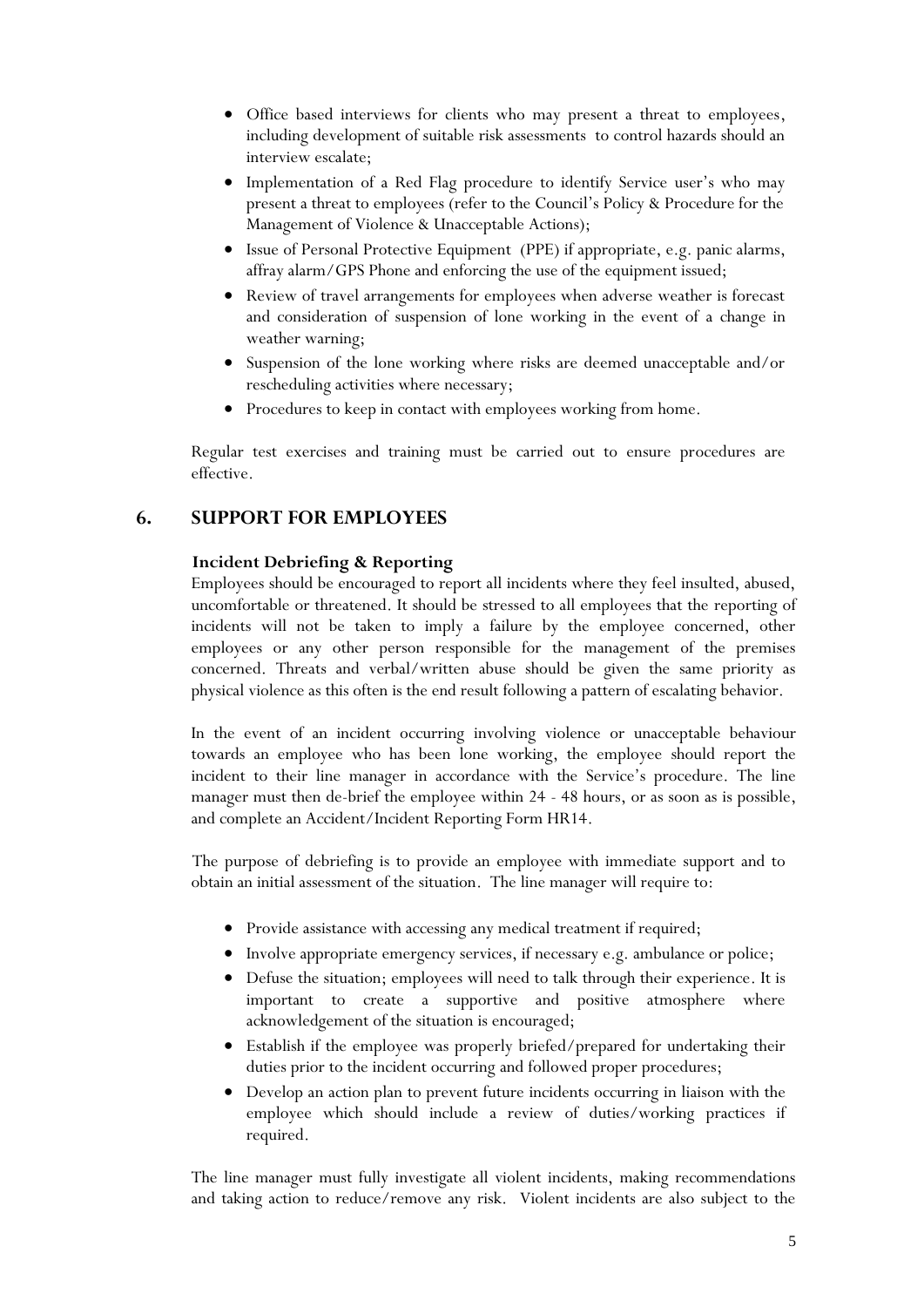- Office based interviews for clients who may present a threat to employees, including development of suitable risk assessments to control hazards should an interview escalate;
- Implementation of a Red Flag procedure to identify Service user's who may present a threat to employees (refer to the Council's Policy & Procedure for the Management of Violence & Unacceptable Actions);
- Issue of Personal Protective Equipment (PPE) if appropriate, e.g. panic alarms, affray alarm/GPS Phone and enforcing the use of the equipment issued;
- Review of travel arrangements for employees when adverse weather is forecast and consideration of suspension of lone working in the event of a change in weather warning;
- Suspension of the lone working where risks are deemed unacceptable and/or rescheduling activities where necessary;
- Procedures to keep in contact with employees working from home.

Regular test exercises and training must be carried out to ensure procedures are effective.

## 6. SUPPORT FOR EMPLOYEES

### Incident Debriefing & Reporting

Employees should be encouraged to report all incidents where they feel insulted, abused, uncomfortable or threatened. It should be stressed to all employees that the reporting of incidents will not be taken to imply a failure by the employee concerned, other employees or any other person responsible for the management of the premises concerned. Threats and verbal/written abuse should be given the same priority as physical violence as this often is the end result following a pattern of escalating behavior.

In the event of an incident occurring involving violence or unacceptable behaviour towards an employee who has been lone working, the employee should report the incident to their line manager in accordance with the Service's procedure. The line manager must then de-brief the employee within 24 - 48 hours, or as soon as is possible, and complete an Accident/Incident Reporting Form HR14.

The purpose of debriefing is to provide an employee with immediate support and to obtain an initial assessment of the situation. The line manager will require to:

- Provide assistance with accessing any medical treatment if required;
- Involve appropriate emergency services, if necessary e.g. ambulance or police;
- Defuse the situation; employees will need to talk through their experience. It is important to create a supportive and positive atmosphere where acknowledgement of the situation is encouraged;
- Establish if the employee was properly briefed/prepared for undertaking their duties prior to the incident occurring and followed proper procedures;
- Develop an action plan to prevent future incidents occurring in liaison with the employee which should include a review of duties/working practices if required.

The line manager must fully investigate all violent incidents, making recommendations and taking action to reduce/remove any risk. Violent incidents are also subject to the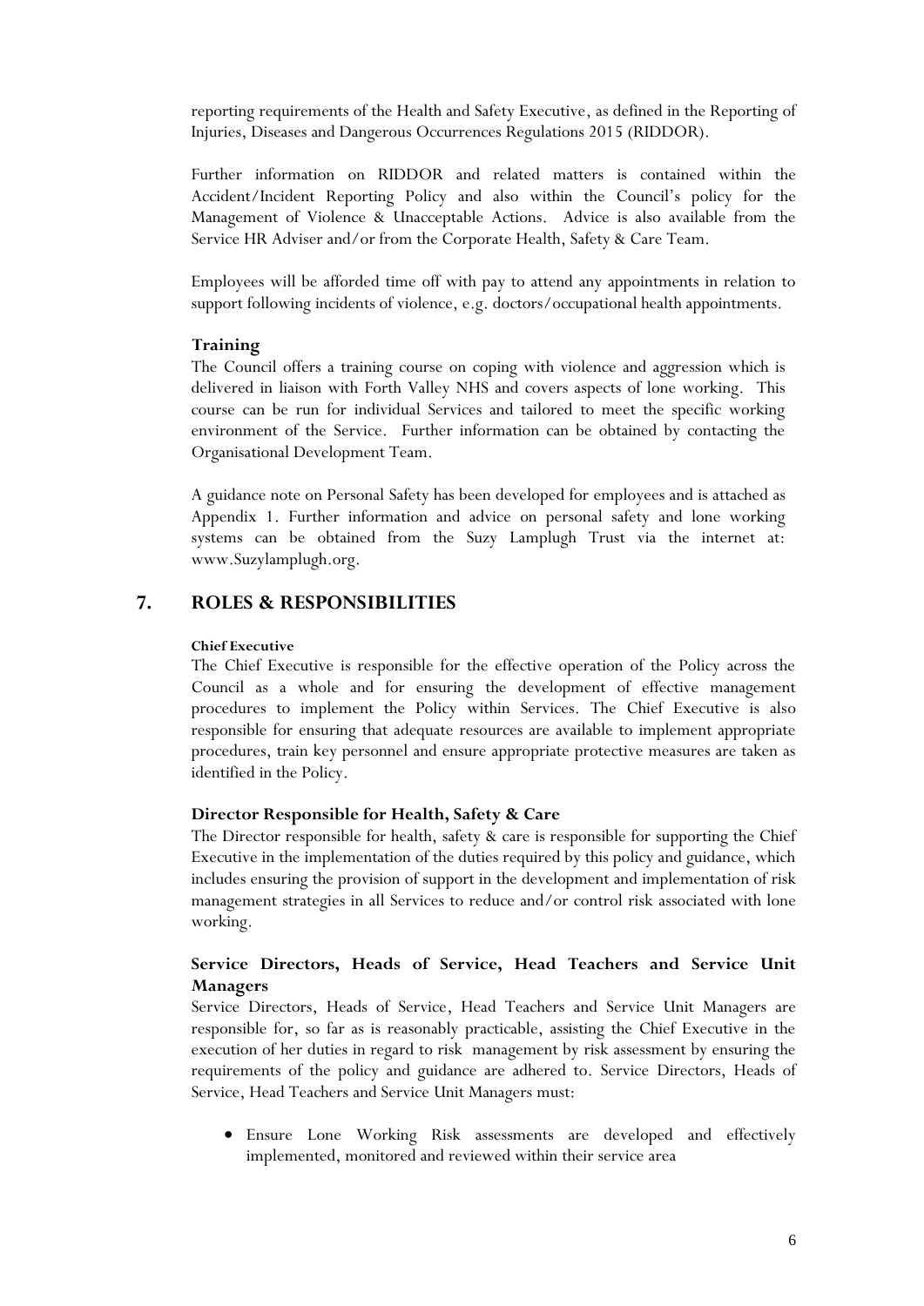reporting requirements of the Health and Safety Executive, as defined in the Reporting of Injuries, Diseases and Dangerous Occurrences Regulations 2015 (RIDDOR).

Further information on RIDDOR and related matters is contained within the Accident/Incident Reporting Policy and also within the Council's policy for the Management of Violence & Unacceptable Actions. Advice is also available from the Service HR Adviser and/or from the Corporate Health, Safety & Care Team.

Employees will be afforded time off with pay to attend any appointments in relation to support following incidents of violence, e.g. doctors/occupational health appointments.

### Training

The Council offers a training course on coping with violence and aggression which is delivered in liaison with Forth Valley NHS and covers aspects of lone working. This course can be run for individual Services and tailored to meet the specific working environment of the Service. Further information can be obtained by contacting the Organisational Development Team.

A guidance note on Personal Safety has been developed for employees and is attached as Appendix 1. Further information and advice on personal safety and lone working systems can be obtained from the Suzy Lamplugh Trust via the internet at: www.Suzylamplugh.org.

## 7. ROLES & RESPONSIBILITIES

#### Chief Executive

The Chief Executive is responsible for the effective operation of the Policy across the Council as a whole and for ensuring the development of effective management procedures to implement the Policy within Services. The Chief Executive is also responsible for ensuring that adequate resources are available to implement appropriate procedures, train key personnel and ensure appropriate protective measures are taken as identified in the Policy.

### Director Responsible for Health, Safety & Care

The Director responsible for health, safety & care is responsible for supporting the Chief Executive in the implementation of the duties required by this policy and guidance, which includes ensuring the provision of support in the development and implementation of risk management strategies in all Services to reduce and/or control risk associated with lone working.

### Service Directors, Heads of Service, Head Teachers and Service Unit Managers

Service Directors, Heads of Service, Head Teachers and Service Unit Managers are responsible for, so far as is reasonably practicable, assisting the Chief Executive in the execution of her duties in regard to risk management by risk assessment by ensuring the requirements of the policy and guidance are adhered to. Service Directors, Heads of Service, Head Teachers and Service Unit Managers must:

- Ensure Lone Working Risk assessments are developed and effectively implemented, monitored and reviewed within their service area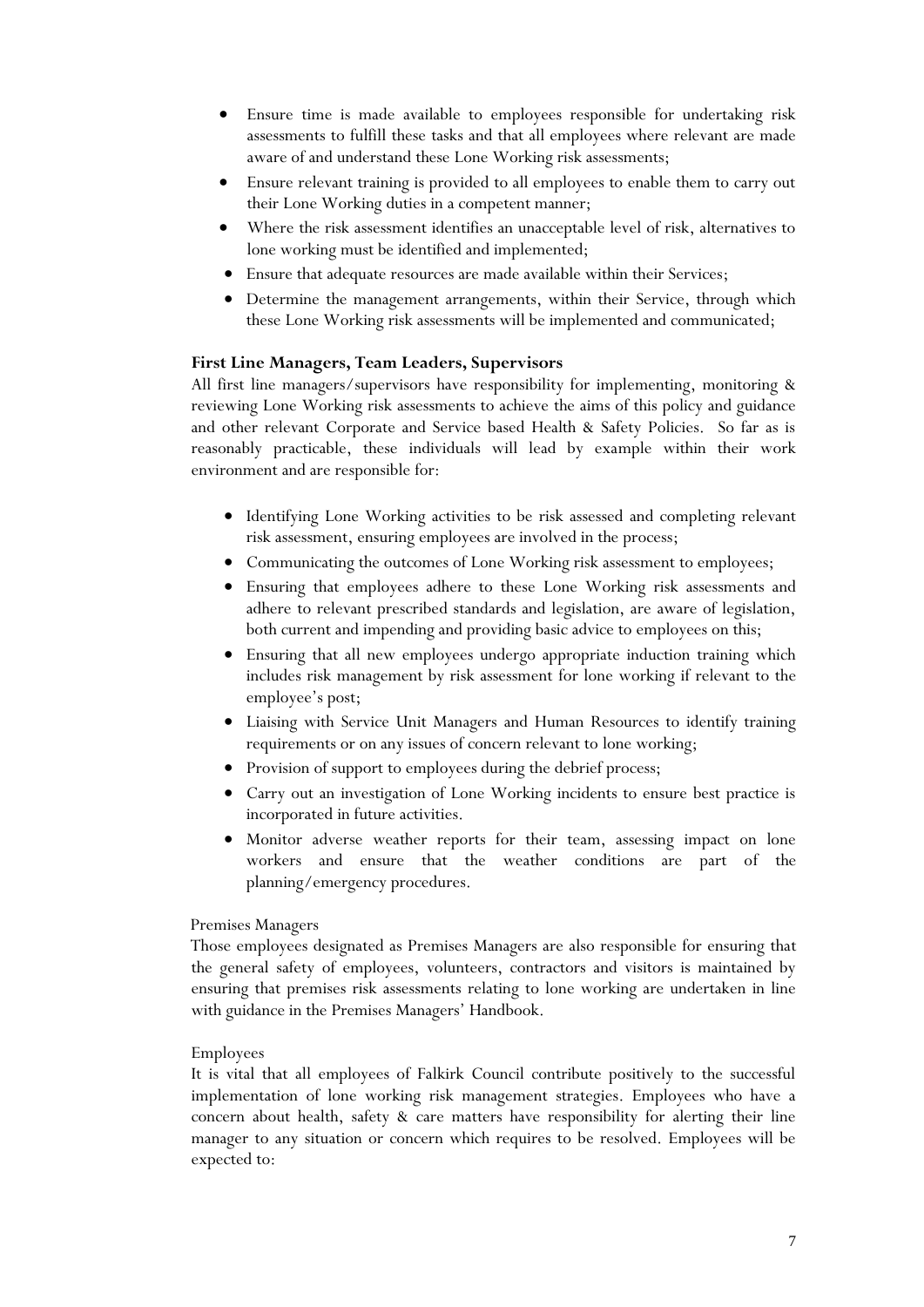- Ensure time is made available to employees responsible for undertaking risk assessments to fulfill these tasks and that all employees where relevant are made aware of and understand these Lone Working risk assessments;
- Ensure relevant training is provided to all employees to enable them to carry out their Lone Working duties in a competent manner;
- Where the risk assessment identifies an unacceptable level of risk, alternatives to lone working must be identified and implemented;
- Ensure that adequate resources are made available within their Services;
- Determine the management arrangements, within their Service, through which these Lone Working risk assessments will be implemented and communicated;

**First Line Managers, Team Leaders, Supervisors**

All first line managers/supervisors have responsibility for implementing, monitoring & reviewing Lone Working risk assessments to achieve the aims of this policy and guidance and other relevant Corporate and Service based Health & Safety Policies. So far as is reasonably practicable, these individuals will lead by example within their work environment and are responsible for:

- Identifying Lone Working activities to be risk assessed and completing relevant risk assessment, ensuring employees are involved in the process;
- Communicating the outcomes of Lone Working risk assessment to employees;
- Ensuring that employees adhere to these Lone Working risk assessments and adhere to relevant prescribed standards and legislation, are aware of legislation, both current and impending and providing basic advice to employees on this;
- Ensuring that all new employees undergo appropriate induction training which includes risk management by risk assessment for lone working if relevant to the employee's post;
- Liaising with Service Unit Managers and Human Resources to identify training requirements or on any issues of concern relevant to lone working;
- Provision of support to employees during the debrief process;
- Carry out an investigation of Lone Working incidents to ensure best practice is incorporated in future activities.
- Monitor adverse weather reports for their team, assessing impact on lone workers and ensure that the weather conditions are part of the planning/emergency procedures.

Premises Managers

Those employees designated as Premises Managers are also responsible for ensuring that the general safety of employees, volunteers, contractors and visitors is maintained by ensuring that premises risk assessments relating to lone working are undertaken in line with guidance in the Premises Managers' Handbook.

Employees

It is vital that all employees of Falkirk Council contribute positively to the successful implementation of lone working risk management strategies. Employees who have a concern about health, safety & care matters have responsibility for alerting their line manager to any situation or concern which requires to be resolved. Employees will be expected to: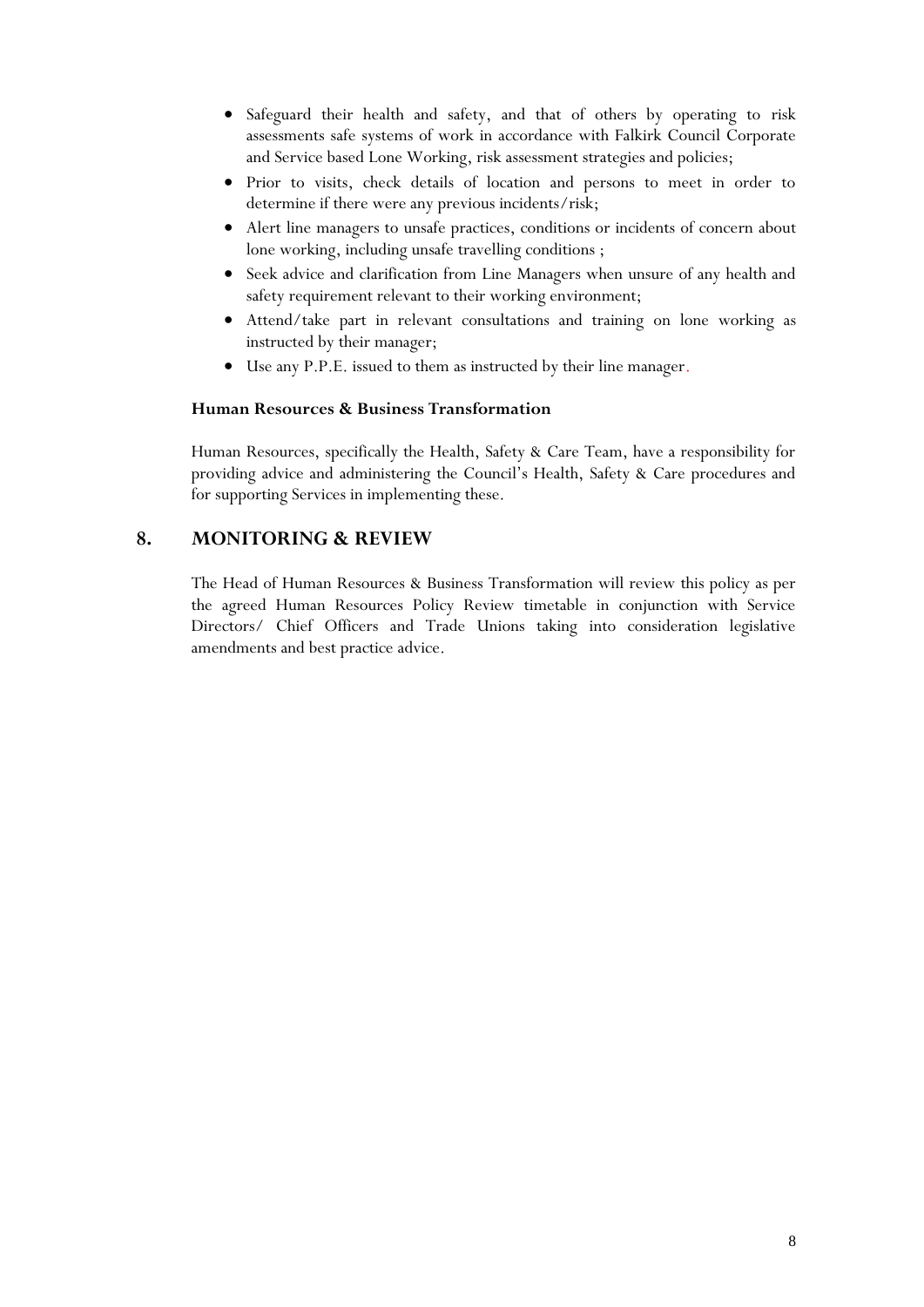- Safeguard their health and safety, and that of others by operating to risk assessments safe systems of work in accordance with Falkirk Council Corporate and Service based Lone Working, risk assessment strategies and policies;
- Prior to visits, check details of location and persons to meet in order to determine if there were any previous incidents/risk;
- Alert line managers to unsafe practices, conditions or incidents of concern about lone working, including unsafe travelling conditions ;
- Seek advice and clarification from Line Managers when unsure of any health and safety requirement relevant to their working environment;
- Attend/take part in relevant consultations and training on lone working as instructed by their manager;
- Use any P.P.E. issued to them as instructed by their line manager.

**Human Resources & Business Transformation**

Human Resources, specifically the Health, Safety & Care Team, have a responsibility for providing advice and administering the Council's Health, Safety & Care procedures and for supporting Services in implementing these.

## 8. MONITORING & REVIEW

The Head of Human Resources & Business Transformation will review this policy as per the agreed Human Resources Policy Review timetable in conjunction with Service Directors/ Chief Officers and Trade Unions taking into consideration legislative amendments and best practice advice.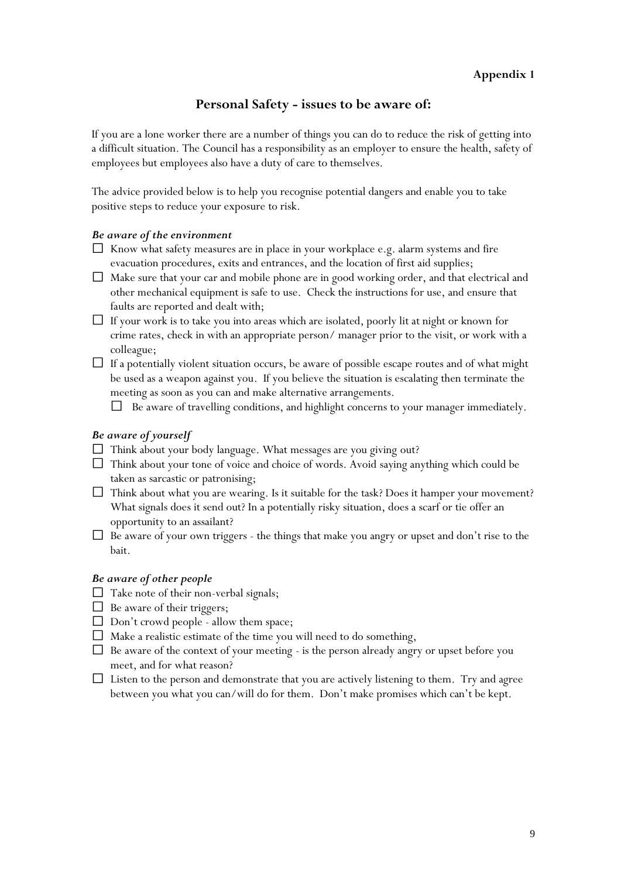**Appendix 1**

## Personal Safety - issues to be aware of:

If you are a lone worker there are a number of things you can do to reduce the risk of getting into a difficult situation. The Council has a responsibility as an employer to ensure the health, safety of employees but employees also have a duty of care to themselves.

The advice provided below is to help you recognise potential dangers and enable you to take positive steps to reduce your exposure to risk.

***Be aware of the environment***

- ☐ Know what safety measures are in place in your workplace e.g. alarm systems and fire evacuation procedures, exits and entrances, and the location of first aid supplies;
- ☐ Make sure that your car and mobile phone are in good working order, and that electrical and other mechanical equipment is safe to use. Check the instructions for use, and ensure that faults are reported and dealt with;
- ☐ If your work is to take you into areas which are isolated, poorly lit at night or known for crime rates, check in with an appropriate person/ manager prior to the visit, or work with a colleague;
- ☐ If a potentially violent situation occurs, be aware of possible escape routes and of what might be used as a weapon against you. If you believe the situation is escalating then terminate the meeting as soon as you can and make alternative arrangements.
  - ☐ Be aware of travelling conditions, and highlight concerns to your manager immediately.

***Be aware of yourself***

- ☐ Think about your body language. What messages are you giving out?
- ☐ Think about your tone of voice and choice of words. Avoid saying anything which could be taken as sarcastic or patronising;
- ☐ Think about what you are wearing. Is it suitable for the task? Does it hamper your movement? What signals does it send out? In a potentially risky situation, does a scarf or tie offer an opportunity to an assailant?
- ☐ Be aware of your own triggers - the things that make you angry or upset and don't rise to the bait.

***Be aware of other people***

- ☐ Take note of their non-verbal signals;
- ☐ Be aware of their triggers;
- ☐ Don't crowd people - allow them space;
- ☐ Make a realistic estimate of the time you will need to do something,
- ☐ Be aware of the context of your meeting - is the person already angry or upset before you meet, and for what reason?
- ☐ Listen to the person and demonstrate that you are actively listening to them. Try and agree between you what you can/will do for them. Don't make promises which can't be kept.